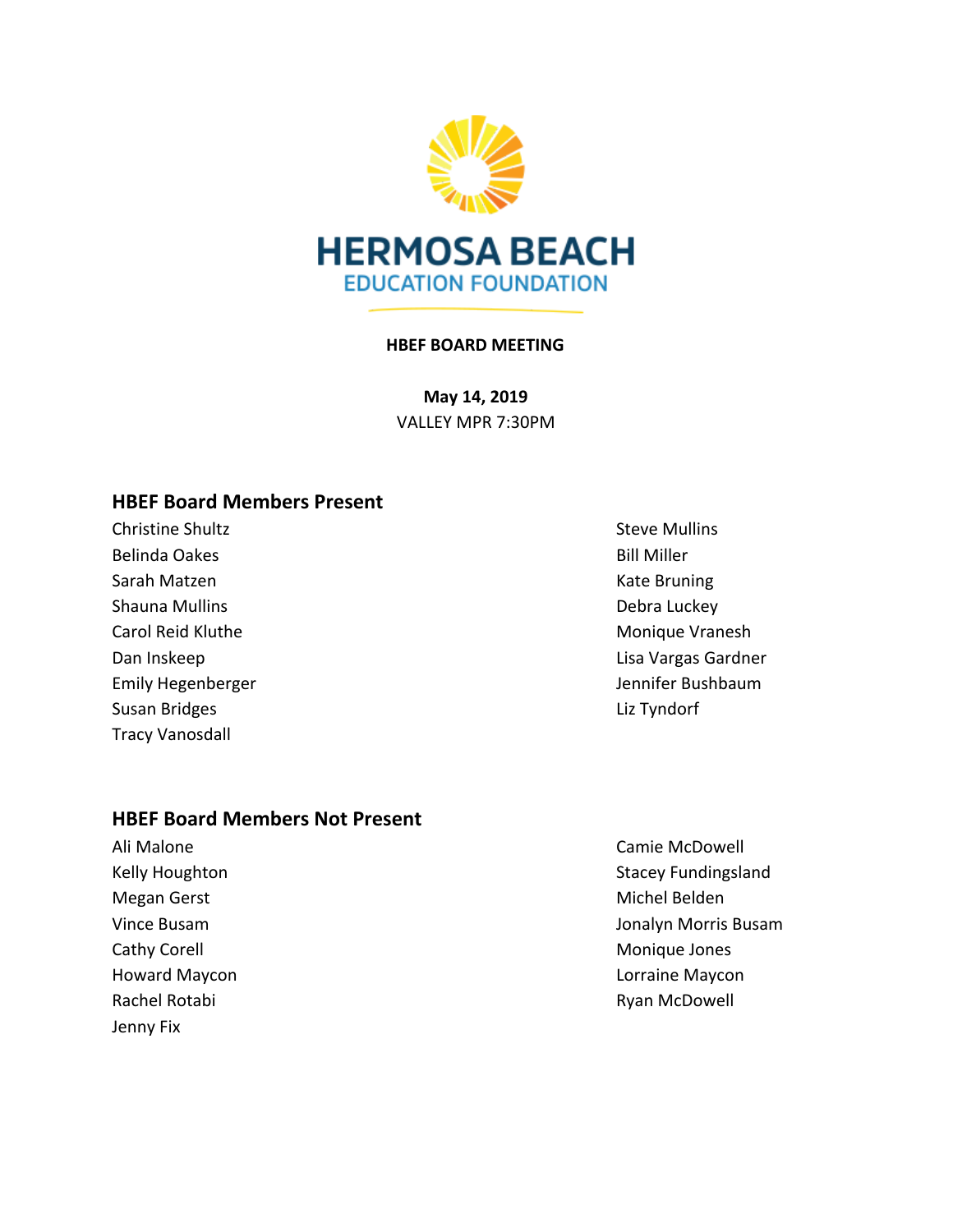# HERMOSA BEACH EDUCATION FOUNDATION

**HBEF BOARD MEETING**

**May 14, 2019**
VALLEY MPR 7:30PM

## HBEF Board Members Present

Christine Shultz
Belinda Oakes
Sarah Matzen
Shauna Mullins
Carol Reid Kluthe
Dan Inskeep
Emily Hegenberger
Susan Bridges
Tracy Vanosdall
Steve Mullins
Bill Miller
Kate Bruning
Debra Luckey
Monique Vranesh
Lisa Vargas Gardner
Jennifer Bushbaum
Liz Tyndorf

## HBEF Board Members Not Present

Ali Malone
Kelly Houghton
Megan Gerst
Vince Busam
Cathy Corell
Howard Maycon
Rachel Rotabi
Jenny Fix
Camie McDowell
Stacey Fundingsland
Michel Belden
Jonalyn Morris Busam
Monique Jones
Lorraine Maycon
Ryan McDowell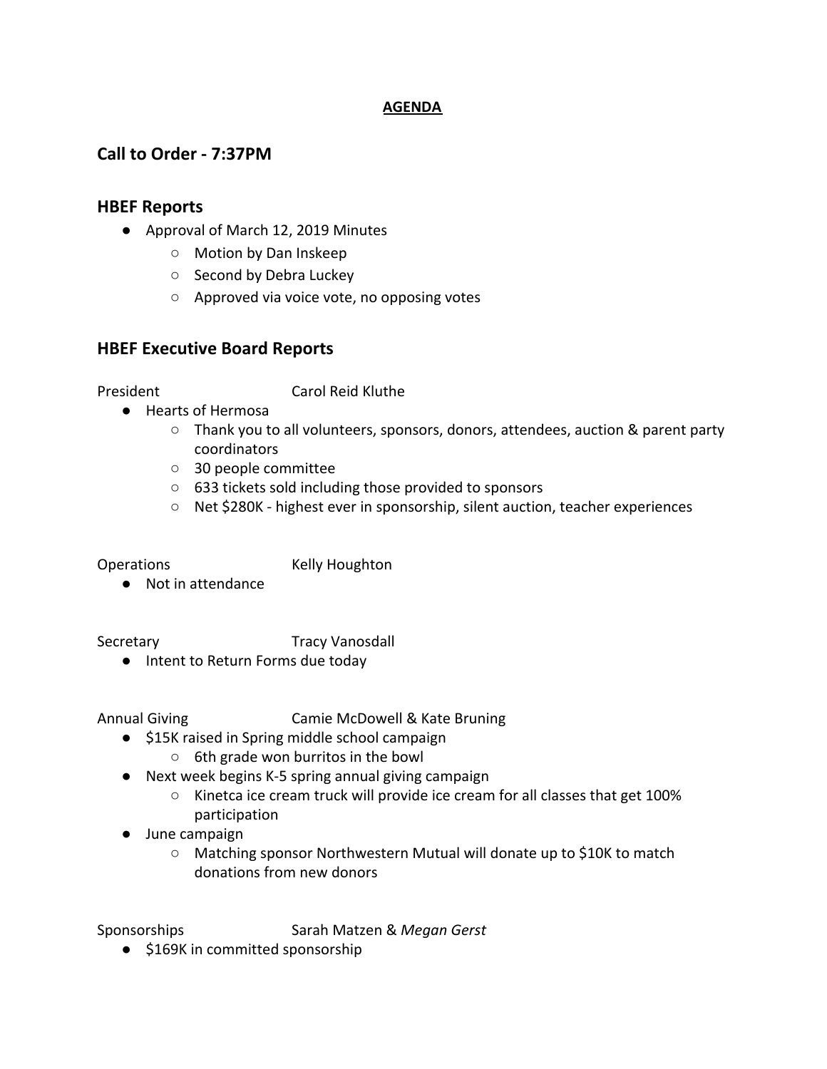**AGENDA**

## Call to Order - 7:37PM

## HBEF Reports

- Approval of March 12, 2019 Minutes
  - Motion by Dan Inskeep
  - Second by Debra Luckey
  - Approved via voice vote, no opposing votes

## HBEF Executive Board Reports

President Carol Reid Kluthe

- Hearts of Hermosa
  - Thank you to all volunteers, sponsors, donors, attendees, auction & parent party coordinators
  - 30 people committee
  - 633 tickets sold including those provided to sponsors
  - Net $280K - highest ever in sponsorship, silent auction, teacher experiences

Operations Kelly Houghton

- Not in attendance

Secretary Tracy Vanosdall

- Intent to Return Forms due today

Annual Giving Camie McDowell & Kate Bruning

- $15K raised in Spring middle school campaign
  - 6th grade won burritos in the bowl
- Next week begins K-5 spring annual giving campaign
  - Kinetca ice cream truck will provide ice cream for all classes that get 100% participation
- June campaign
  - Matching sponsor Northwestern Mutual will donate up to $10K to match donations from new donors

Sponsorships Sarah Matzen & *Megan Gerst*

- $169K in committed sponsorship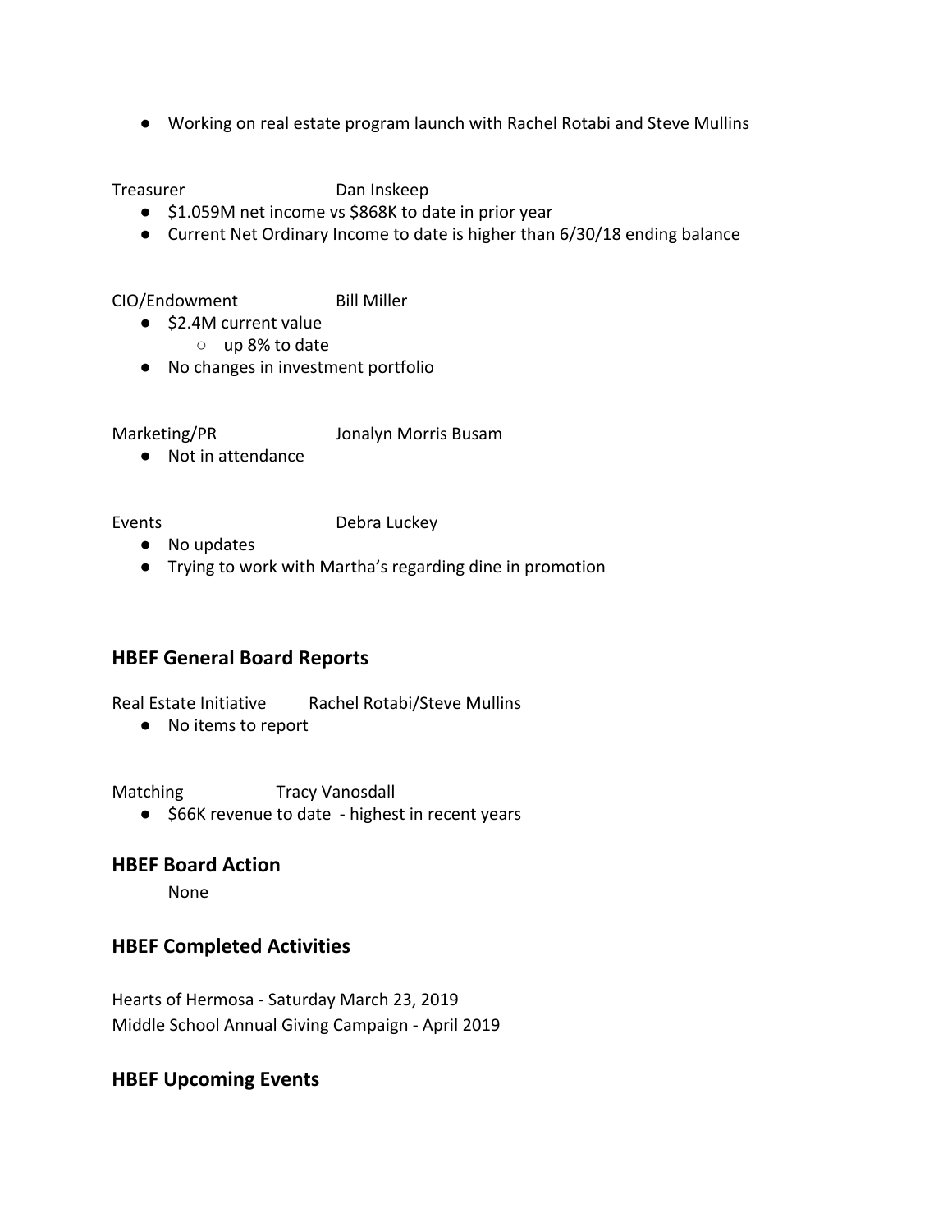- Working on real estate program launch with Rachel Rotabi and Steve Mullins

Treasurer Dan Inskeep

- $1.059M net income vs $868K to date in prior year
- Current Net Ordinary Income to date is higher than 6/30/18 ending balance

CIO/Endowment Bill Miller

- $2.4M current value
  - up 8% to date
- No changes in investment portfolio

Marketing/PR Jonalyn Morris Busam

- Not in attendance

Events Debra Luckey

- No updates
- Trying to work with Martha's regarding dine in promotion

## HBEF General Board Reports

Real Estate Initiative Rachel Rotabi/Steve Mullins

- No items to report

Matching Tracy Vanosdall

- $66K revenue to date - highest in recent years

## HBEF Board Action

None

## HBEF Completed Activities

Hearts of Hermosa - Saturday March 23, 2019
Middle School Annual Giving Campaign - April 2019

## HBEF Upcoming Events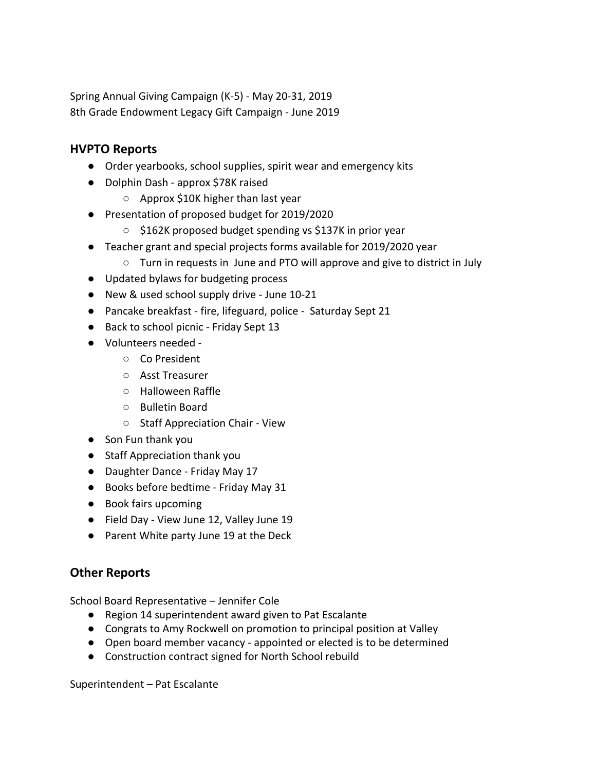Spring Annual Giving Campaign (K-5) - May 20-31, 2019
8th Grade Endowment Legacy Gift Campaign - June 2019

## HVPTO Reports

- Order yearbooks, school supplies, spirit wear and emergency kits
- Dolphin Dash - approx $78K raised
  - Approx $10K higher than last year
- Presentation of proposed budget for 2019/2020
  - $162K proposed budget spending vs $137K in prior year
- Teacher grant and special projects forms available for 2019/2020 year
  - Turn in requests in June and PTO will approve and give to district in July
- Updated bylaws for budgeting process
- New & used school supply drive - June 10-21
- Pancake breakfast - fire, lifeguard, police - Saturday Sept 21
- Back to school picnic - Friday Sept 13
- Volunteers needed -
  - Co President
  - Asst Treasurer
  - Halloween Raffle
  - Bulletin Board
  - Staff Appreciation Chair - View
- Son Fun thank you
- Staff Appreciation thank you
- Daughter Dance - Friday May 17
- Books before bedtime - Friday May 31
- Book fairs upcoming
- Field Day - View June 12, Valley June 19
- Parent White party June 19 at the Deck

## Other Reports

School Board Representative – Jennifer Cole

- Region 14 superintendent award given to Pat Escalante
- Congrats to Amy Rockwell on promotion to principal position at Valley
- Open board member vacancy - appointed or elected is to be determined
- Construction contract signed for North School rebuild

Superintendent – Pat Escalante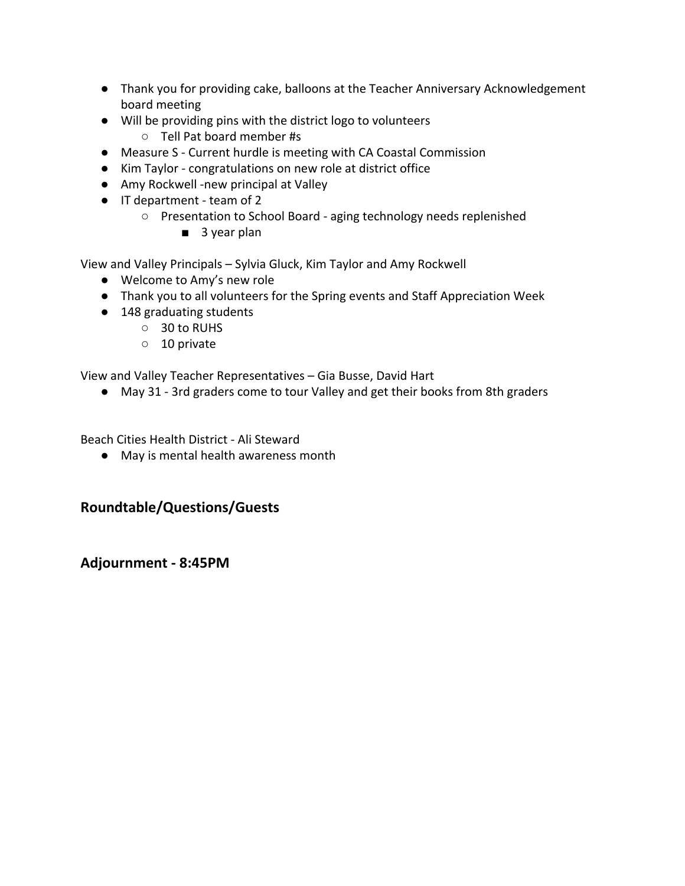- Thank you for providing cake, balloons at the Teacher Anniversary Acknowledgement board meeting
- Will be providing pins with the district logo to volunteers
  - Tell Pat board member #s
- Measure S - Current hurdle is meeting with CA Coastal Commission
- Kim Taylor - congratulations on new role at district office
- Amy Rockwell -new principal at Valley
- IT department - team of 2
  - Presentation to School Board - aging technology needs replenished
    - 3 year plan

View and Valley Principals – Sylvia Gluck, Kim Taylor and Amy Rockwell

- Welcome to Amy's new role
- Thank you to all volunteers for the Spring events and Staff Appreciation Week
- 148 graduating students
  - 30 to RUHS
  - 10 private

View and Valley Teacher Representatives – Gia Busse, David Hart

- May 31 - 3rd graders come to tour Valley and get their books from 8th graders

Beach Cities Health District - Ali Steward

- May is mental health awareness month

## Roundtable/Questions/Guests

## Adjournment - 8:45PM